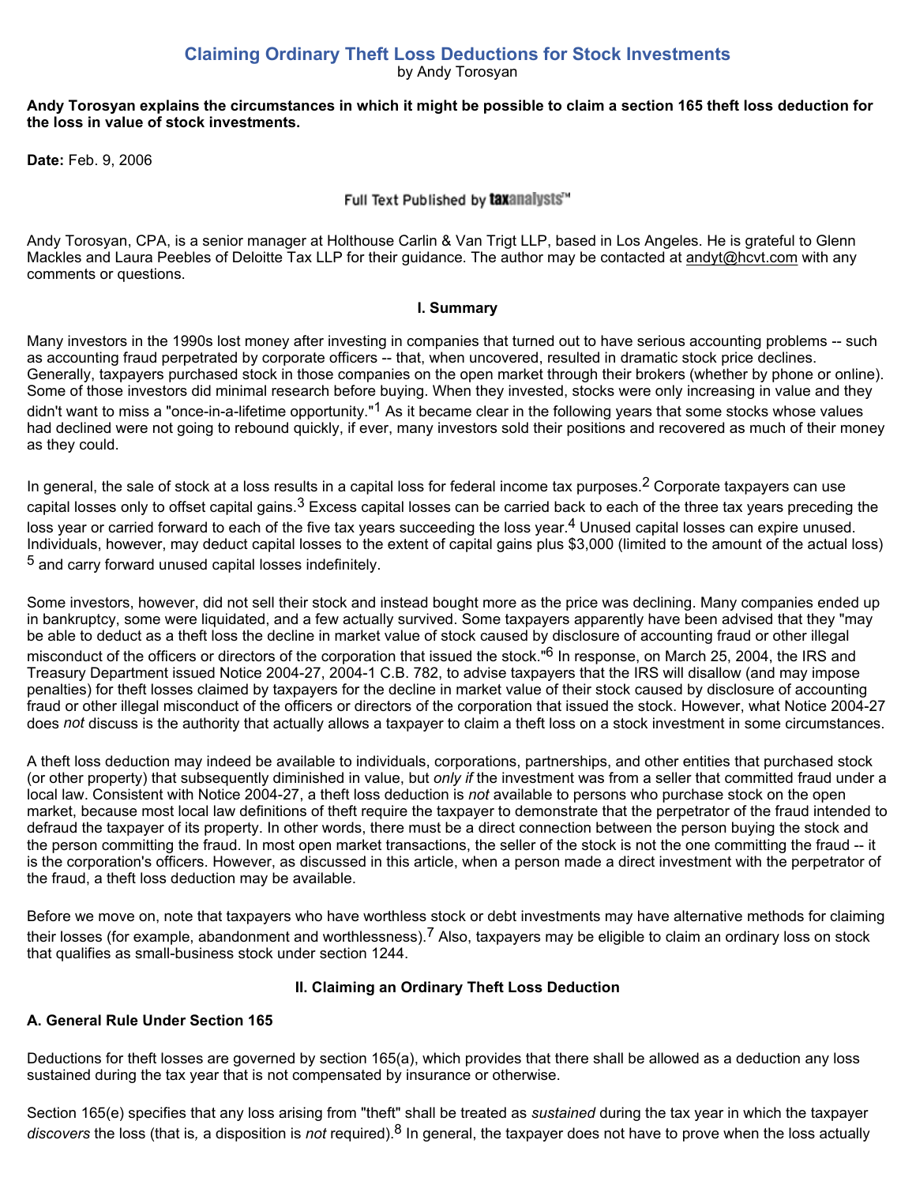# Claiming Ordinary Theft Loss Deductions for Stock Investments

by Andy Torosyan

**Andy Torosyan explains the circumstances in which it might be possible to claim a section 165 theft loss deduction for the loss in value of stock investments.**

**Date:** Feb. 9, 2006

Full Text Published by taxanalysts™

Andy Torosyan, CPA, is a senior manager at Holthouse Carlin & Van Trigt LLP, based in Los Angeles. He is grateful to Glenn Mackles and Laura Peebles of Deloitte Tax LLP for their guidance. The author may be contacted at andyt@hcvt.com with any comments or questions.

## I. Summary

Many investors in the 1990s lost money after investing in companies that turned out to have serious accounting problems -- such as accounting fraud perpetrated by corporate officers -- that, when uncovered, resulted in dramatic stock price declines. Generally, taxpayers purchased stock in those companies on the open market through their brokers (whether by phone or online). Some of those investors did minimal research before buying. When they invested, stocks were only increasing in value and they didn't want to miss a "once-in-a-lifetime opportunity."[1] As it became clear in the following years that some stocks whose values had declined were not going to rebound quickly, if ever, many investors sold their positions and recovered as much of their money as they could.

In general, the sale of stock at a loss results in a capital loss for federal income tax purposes.[2] Corporate taxpayers can use capital losses only to offset capital gains.[3] Excess capital losses can be carried back to each of the three tax years preceding the loss year or carried forward to each of the five tax years succeeding the loss year.[4] Unused capital losses can expire unused. Individuals, however, may deduct capital losses to the extent of capital gains plus $3,000 (limited to the amount of the actual loss)[5] and carry forward unused capital losses indefinitely.

Some investors, however, did not sell their stock and instead bought more as the price was declining. Many companies ended up in bankruptcy, some were liquidated, and a few actually survived. Some taxpayers apparently have been advised that they "may be able to deduct as a theft loss the decline in market value of stock caused by disclosure of accounting fraud or other illegal misconduct of the officers or directors of the corporation that issued the stock."[6] In response, on March 25, 2004, the IRS and Treasury Department issued Notice 2004-27, 2004-1 C.B. 782, to advise taxpayers that the IRS will disallow (and may impose penalties) for theft losses claimed by taxpayers for the decline in market value of their stock caused by disclosure of accounting fraud or other illegal misconduct of the officers or directors of the corporation that issued the stock. However, what Notice 2004-27 does *not* discuss is the authority that actually allows a taxpayer to claim a theft loss on a stock investment in some circumstances.

A theft loss deduction may indeed be available to individuals, corporations, partnerships, and other entities that purchased stock (or other property) that subsequently diminished in value, but *only if* the investment was from a seller that committed fraud under a local law. Consistent with Notice 2004-27, a theft loss deduction is *not* available to persons who purchase stock on the open market, because most local law definitions of theft require the taxpayer to demonstrate that the perpetrator of the fraud intended to defraud the taxpayer of its property. In other words, there must be a direct connection between the person buying the stock and the person committing the fraud. In most open market transactions, the seller of the stock is not the one committing the fraud -- it is the corporation's officers. However, as discussed in this article, when a person made a direct investment with the perpetrator of the fraud, a theft loss deduction may be available.

Before we move on, note that taxpayers who have worthless stock or debt investments may have alternative methods for claiming their losses (for example, abandonment and worthlessness).[7] Also, taxpayers may be eligible to claim an ordinary loss on stock that qualifies as small-business stock under section 1244.

## II. Claiming an Ordinary Theft Loss Deduction

### A. General Rule Under Section 165

Deductions for theft losses are governed by section 165(a), which provides that there shall be allowed as a deduction any loss sustained during the tax year that is not compensated by insurance or otherwise.

Section 165(e) specifies that any loss arising from "theft" shall be treated as *sustained* during the tax year in which the taxpayer *discovers* the loss (that is*,* a disposition is *not* required).[8] In general, the taxpayer does not have to prove when the loss actually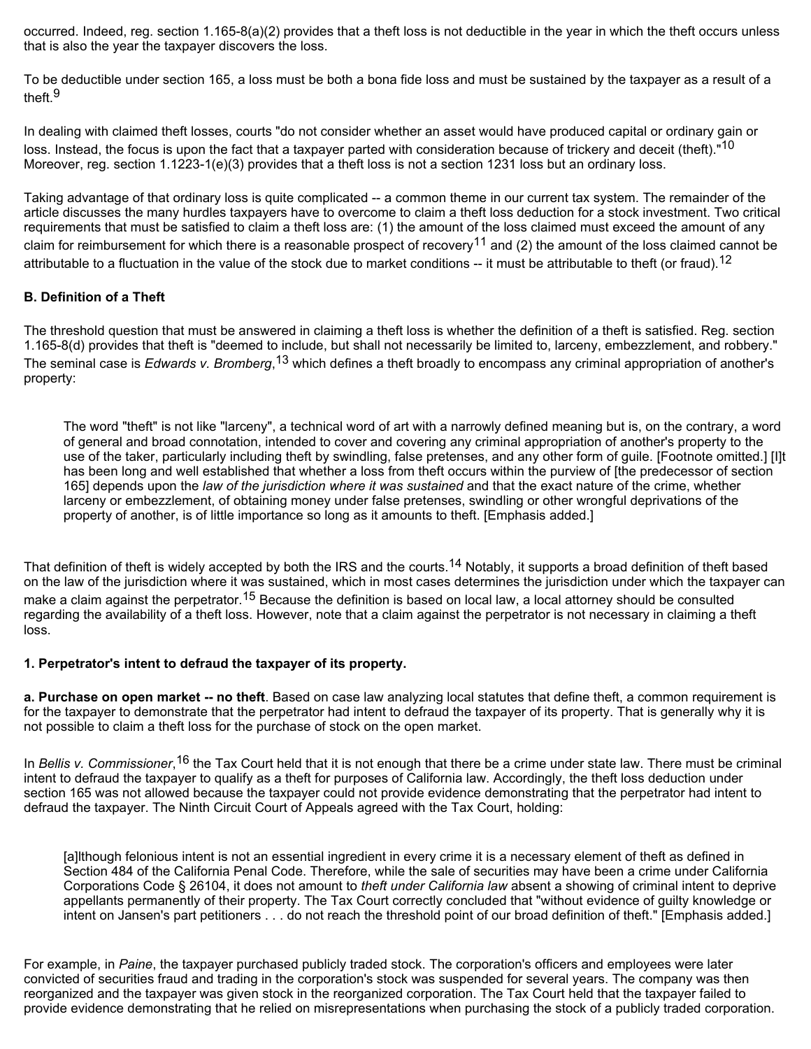occurred. Indeed, reg. section 1.165-8(a)(2) provides that a theft loss is not deductible in the year in which the theft occurs unless that is also the year the taxpayer discovers the loss.

To be deductible under section 165, a loss must be both a bona fide loss and must be sustained by the taxpayer as a result of a theft.[9]

In dealing with claimed theft losses, courts "do not consider whether an asset would have produced capital or ordinary gain or loss. Instead, the focus is upon the fact that a taxpayer parted with consideration because of trickery and deceit (theft)."[10] Moreover, reg. section 1.1223-1(e)(3) provides that a theft loss is not a section 1231 loss but an ordinary loss.

Taking advantage of that ordinary loss is quite complicated -- a common theme in our current tax system. The remainder of the article discusses the many hurdles taxpayers have to overcome to claim a theft loss deduction for a stock investment. Two critical requirements that must be satisfied to claim a theft loss are: (1) the amount of the loss claimed must exceed the amount of any claim for reimbursement for which there is a reasonable prospect of recovery[11] and (2) the amount of the loss claimed cannot be attributable to a fluctuation in the value of the stock due to market conditions -- it must be attributable to theft (or fraud).[12]

### B. Definition of a Theft

The threshold question that must be answered in claiming a theft loss is whether the definition of a theft is satisfied. Reg. section 1.165-8(d) provides that theft is "deemed to include, but shall not necessarily be limited to, larceny, embezzlement, and robbery." The seminal case is *Edwards v. Bromberg*,[13] which defines a theft broadly to encompass any criminal appropriation of another's property:

> The word "theft" is not like "larceny", a technical word of art with a narrowly defined meaning but is, on the contrary, a word of general and broad connotation, intended to cover and covering any criminal appropriation of another's property to the use of the taker, particularly including theft by swindling, false pretenses, and any other form of guile. [Footnote omitted.] [I]t has been long and well established that whether a loss from theft occurs within the purview of [the predecessor of section 165] depends upon the *law of the jurisdiction where it was sustained* and that the exact nature of the crime, whether larceny or embezzlement, of obtaining money under false pretenses, swindling or other wrongful deprivations of the property of another, is of little importance so long as it amounts to theft. [Emphasis added.]

That definition of theft is widely accepted by both the IRS and the courts.[14] Notably, it supports a broad definition of theft based on the law of the jurisdiction where it was sustained, which in most cases determines the jurisdiction under which the taxpayer can make a claim against the perpetrator.[15] Because the definition is based on local law, a local attorney should be consulted regarding the availability of a theft loss. However, note that a claim against the perpetrator is not necessary in claiming a theft loss.

#### 1. Perpetrator's intent to defraud the taxpayer of its property.

**a. Purchase on open market -- no theft**. Based on case law analyzing local statutes that define theft, a common requirement is for the taxpayer to demonstrate that the perpetrator had intent to defraud the taxpayer of its property. That is generally why it is not possible to claim a theft loss for the purchase of stock on the open market.

In *Bellis v. Commissioner*,[16] the Tax Court held that it is not enough that there be a crime under state law. There must be criminal intent to defraud the taxpayer to qualify as a theft for purposes of California law. Accordingly, the theft loss deduction under section 165 was not allowed because the taxpayer could not provide evidence demonstrating that the perpetrator had intent to defraud the taxpayer. The Ninth Circuit Court of Appeals agreed with the Tax Court, holding:

> [a]lthough felonious intent is not an essential ingredient in every crime it is a necessary element of theft as defined in Section 484 of the California Penal Code. Therefore, while the sale of securities may have been a crime under California Corporations Code § 26104, it does not amount to *theft under California law* absent a showing of criminal intent to deprive appellants permanently of their property. The Tax Court correctly concluded that "without evidence of guilty knowledge or intent on Jansen's part petitioners . . . do not reach the threshold point of our broad definition of theft." [Emphasis added.]

For example, in *Paine*, the taxpayer purchased publicly traded stock. The corporation's officers and employees were later convicted of securities fraud and trading in the corporation's stock was suspended for several years. The company was then reorganized and the taxpayer was given stock in the reorganized corporation. The Tax Court held that the taxpayer failed to provide evidence demonstrating that he relied on misrepresentations when purchasing the stock of a publicly traded corporation.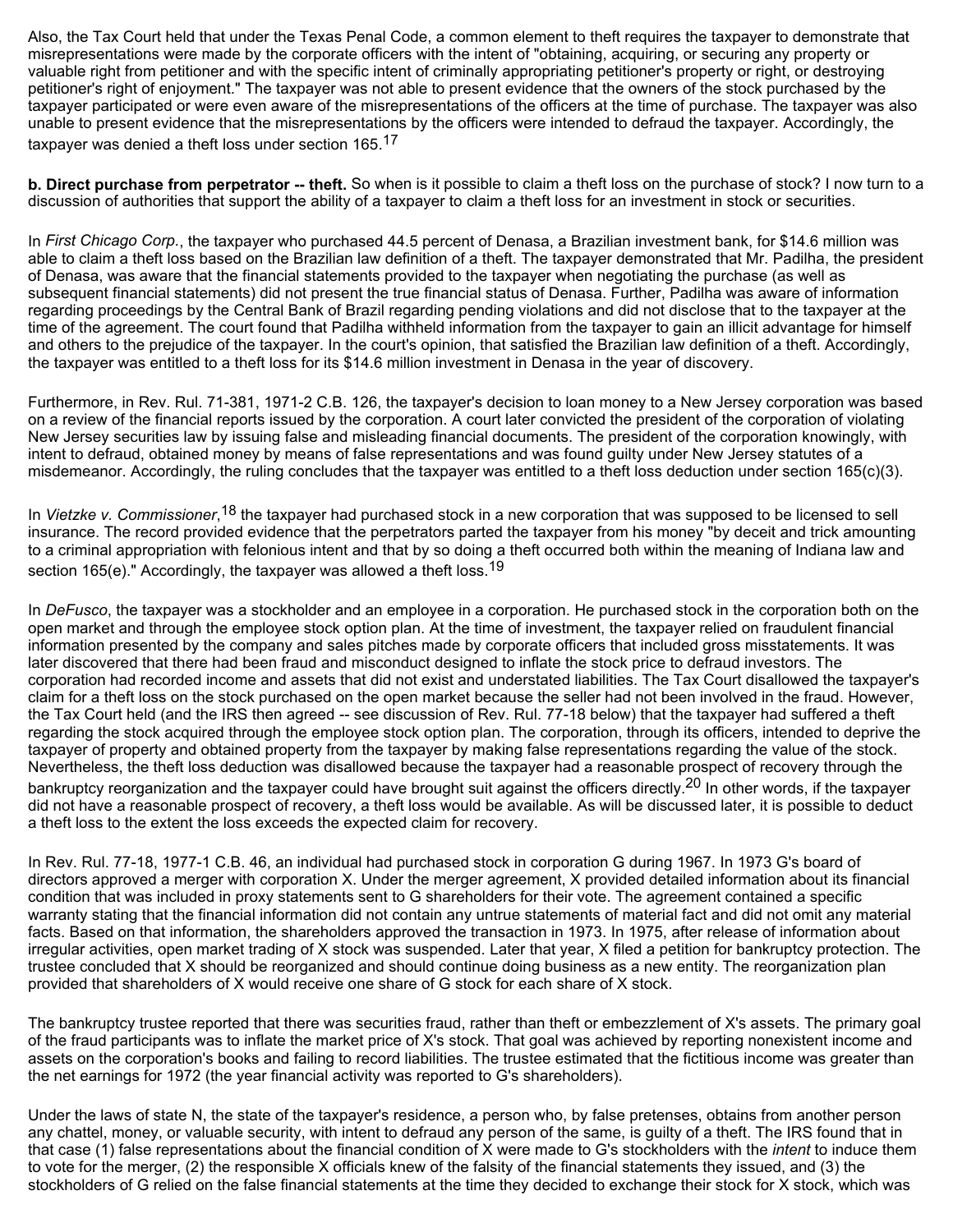Also, the Tax Court held that under the Texas Penal Code, a common element to theft requires the taxpayer to demonstrate that misrepresentations were made by the corporate officers with the intent of "obtaining, acquiring, or securing any property or valuable right from petitioner and with the specific intent of criminally appropriating petitioner's property or right, or destroying petitioner's right of enjoyment." The taxpayer was not able to present evidence that the owners of the stock purchased by the taxpayer participated or were even aware of the misrepresentations of the officers at the time of purchase. The taxpayer was also unable to present evidence that the misrepresentations by the officers were intended to defraud the taxpayer. Accordingly, the taxpayer was denied a theft loss under section 165.[17]

**b. Direct purchase from perpetrator -- theft.** So when is it possible to claim a theft loss on the purchase of stock? I now turn to a discussion of authorities that support the ability of a taxpayer to claim a theft loss for an investment in stock or securities.

In *First Chicago Corp.*, the taxpayer who purchased 44.5 percent of Denasa, a Brazilian investment bank, for $14.6 million was able to claim a theft loss based on the Brazilian law definition of a theft. The taxpayer demonstrated that Mr. Padilha, the president of Denasa, was aware that the financial statements provided to the taxpayer when negotiating the purchase (as well as subsequent financial statements) did not present the true financial status of Denasa. Further, Padilha was aware of information regarding proceedings by the Central Bank of Brazil regarding pending violations and did not disclose that to the taxpayer at the time of the agreement. The court found that Padilha withheld information from the taxpayer to gain an illicit advantage for himself and others to the prejudice of the taxpayer. In the court's opinion, that satisfied the Brazilian law definition of a theft. Accordingly, the taxpayer was entitled to a theft loss for its $14.6 million investment in Denasa in the year of discovery.

Furthermore, in Rev. Rul. 71-381, 1971-2 C.B. 126, the taxpayer's decision to loan money to a New Jersey corporation was based on a review of the financial reports issued by the corporation. A court later convicted the president of the corporation of violating New Jersey securities law by issuing false and misleading financial documents. The president of the corporation knowingly, with intent to defraud, obtained money by means of false representations and was found guilty under New Jersey statutes of a misdemeanor. Accordingly, the ruling concludes that the taxpayer was entitled to a theft loss deduction under section 165(c)(3).

In *Vietzke v. Commissioner*,[18] the taxpayer had purchased stock in a new corporation that was supposed to be licensed to sell insurance. The record provided evidence that the perpetrators parted the taxpayer from his money "by deceit and trick amounting to a criminal appropriation with felonious intent and that by so doing a theft occurred both within the meaning of Indiana law and section 165(e)." Accordingly, the taxpayer was allowed a theft loss.[19]

In *DeFusco*, the taxpayer was a stockholder and an employee in a corporation. He purchased stock in the corporation both on the open market and through the employee stock option plan. At the time of investment, the taxpayer relied on fraudulent financial information presented by the company and sales pitches made by corporate officers that included gross misstatements. It was later discovered that there had been fraud and misconduct designed to inflate the stock price to defraud investors. The corporation had recorded income and assets that did not exist and understated liabilities. The Tax Court disallowed the taxpayer's claim for a theft loss on the stock purchased on the open market because the seller had not been involved in the fraud. However, the Tax Court held (and the IRS then agreed -- see discussion of Rev. Rul. 77-18 below) that the taxpayer had suffered a theft regarding the stock acquired through the employee stock option plan. The corporation, through its officers, intended to deprive the taxpayer of property and obtained property from the taxpayer by making false representations regarding the value of the stock. Nevertheless, the theft loss deduction was disallowed because the taxpayer had a reasonable prospect of recovery through the bankruptcy reorganization and the taxpayer could have brought suit against the officers directly.[20] In other words, if the taxpayer did not have a reasonable prospect of recovery, a theft loss would be available. As will be discussed later, it is possible to deduct a theft loss to the extent the loss exceeds the expected claim for recovery.

In Rev. Rul. 77-18, 1977-1 C.B. 46, an individual had purchased stock in corporation G during 1967. In 1973 G's board of directors approved a merger with corporation X. Under the merger agreement, X provided detailed information about its financial condition that was included in proxy statements sent to G shareholders for their vote. The agreement contained a specific warranty stating that the financial information did not contain any untrue statements of material fact and did not omit any material facts. Based on that information, the shareholders approved the transaction in 1973. In 1975, after release of information about irregular activities, open market trading of X stock was suspended. Later that year, X filed a petition for bankruptcy protection. The trustee concluded that X should be reorganized and should continue doing business as a new entity. The reorganization plan provided that shareholders of X would receive one share of G stock for each share of X stock.

The bankruptcy trustee reported that there was securities fraud, rather than theft or embezzlement of X's assets. The primary goal of the fraud participants was to inflate the market price of X's stock. That goal was achieved by reporting nonexistent income and assets on the corporation's books and failing to record liabilities. The trustee estimated that the fictitious income was greater than the net earnings for 1972 (the year financial activity was reported to G's shareholders).

Under the laws of state N, the state of the taxpayer's residence, a person who, by false pretenses, obtains from another person any chattel, money, or valuable security, with intent to defraud any person of the same, is guilty of a theft. The IRS found that in that case (1) false representations about the financial condition of X were made to G's stockholders with the *intent* to induce them to vote for the merger, (2) the responsible X officials knew of the falsity of the financial statements they issued, and (3) the stockholders of G relied on the false financial statements at the time they decided to exchange their stock for X stock, which was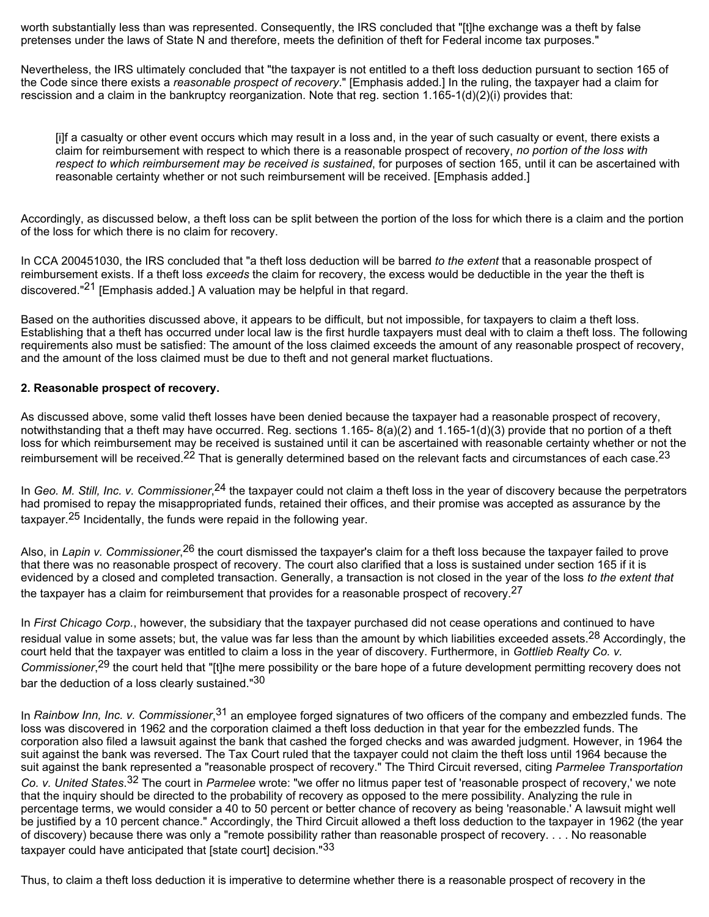worth substantially less than was represented. Consequently, the IRS concluded that "[t]he exchange was a theft by false pretenses under the laws of State N and therefore, meets the definition of theft for Federal income tax purposes."

Nevertheless, the IRS ultimately concluded that "the taxpayer is not entitled to a theft loss deduction pursuant to section 165 of the Code since there exists a *reasonable prospect of recovery*." [Emphasis added.] In the ruling, the taxpayer had a claim for rescission and a claim in the bankruptcy reorganization. Note that reg. section 1.165-1(d)(2)(i) provides that:

> [i]f a casualty or other event occurs which may result in a loss and, in the year of such casualty or event, there exists a claim for reimbursement with respect to which there is a reasonable prospect of recovery, *no portion of the loss with respect to which reimbursement may be received is sustained*, for purposes of section 165, until it can be ascertained with reasonable certainty whether or not such reimbursement will be received. [Emphasis added.]

Accordingly, as discussed below, a theft loss can be split between the portion of the loss for which there is a claim and the portion of the loss for which there is no claim for recovery.

In CCA 200451030, the IRS concluded that "a theft loss deduction will be barred *to the extent* that a reasonable prospect of reimbursement exists. If a theft loss *exceeds* the claim for recovery, the excess would be deductible in the year the theft is discovered."[21] [Emphasis added.] A valuation may be helpful in that regard.

Based on the authorities discussed above, it appears to be difficult, but not impossible, for taxpayers to claim a theft loss. Establishing that a theft has occurred under local law is the first hurdle taxpayers must deal with to claim a theft loss. The following requirements also must be satisfied: The amount of the loss claimed exceeds the amount of any reasonable prospect of recovery, and the amount of the loss claimed must be due to theft and not general market fluctuations.

**2. Reasonable prospect of recovery.**

As discussed above, some valid theft losses have been denied because the taxpayer had a reasonable prospect of recovery, notwithstanding that a theft may have occurred. Reg. sections 1.165- 8(a)(2) and 1.165-1(d)(3) provide that no portion of a theft loss for which reimbursement may be received is sustained until it can be ascertained with reasonable certainty whether or not the reimbursement will be received.[22] That is generally determined based on the relevant facts and circumstances of each case.[23]

In *Geo. M. Still, Inc. v. Commissioner*,[24] the taxpayer could not claim a theft loss in the year of discovery because the perpetrators had promised to repay the misappropriated funds, retained their offices, and their promise was accepted as assurance by the taxpayer.[25] Incidentally, the funds were repaid in the following year.

Also, in *Lapin v. Commissioner*,[26] the court dismissed the taxpayer's claim for a theft loss because the taxpayer failed to prove that there was no reasonable prospect of recovery. The court also clarified that a loss is sustained under section 165 if it is evidenced by a closed and completed transaction. Generally, a transaction is not closed in the year of the loss *to the extent that* the taxpayer has a claim for reimbursement that provides for a reasonable prospect of recovery.[27]

In *First Chicago Corp.*, however, the subsidiary that the taxpayer purchased did not cease operations and continued to have residual value in some assets; but, the value was far less than the amount by which liabilities exceeded assets.[28] Accordingly, the court held that the taxpayer was entitled to claim a loss in the year of discovery. Furthermore, in *Gottlieb Realty Co. v. Commissioner*,[29] the court held that "[t]he mere possibility or the bare hope of a future development permitting recovery does not bar the deduction of a loss clearly sustained."[30]

In *Rainbow Inn, Inc. v. Commissioner*,[31] an employee forged signatures of two officers of the company and embezzled funds. The loss was discovered in 1962 and the corporation claimed a theft loss deduction in that year for the embezzled funds. The corporation also filed a lawsuit against the bank that cashed the forged checks and was awarded judgment. However, in 1964 the suit against the bank was reversed. The Tax Court ruled that the taxpayer could not claim the theft loss until 1964 because the suit against the bank represented a "reasonable prospect of recovery." The Third Circuit reversed, citing *Parmelee Transportation Co. v. United States*.[32] The court in *Parmelee* wrote: "we offer no litmus paper test of 'reasonable prospect of recovery,' we note that the inquiry should be directed to the probability of recovery as opposed to the mere possibility. Analyzing the rule in percentage terms, we would consider a 40 to 50 percent or better chance of recovery as being 'reasonable.' A lawsuit might well be justified by a 10 percent chance." Accordingly, the Third Circuit allowed a theft loss deduction to the taxpayer in 1962 (the year of discovery) because there was only a "remote possibility rather than reasonable prospect of recovery. . . . No reasonable taxpayer could have anticipated that [state court] decision."[33]

Thus, to claim a theft loss deduction it is imperative to determine whether there is a reasonable prospect of recovery in the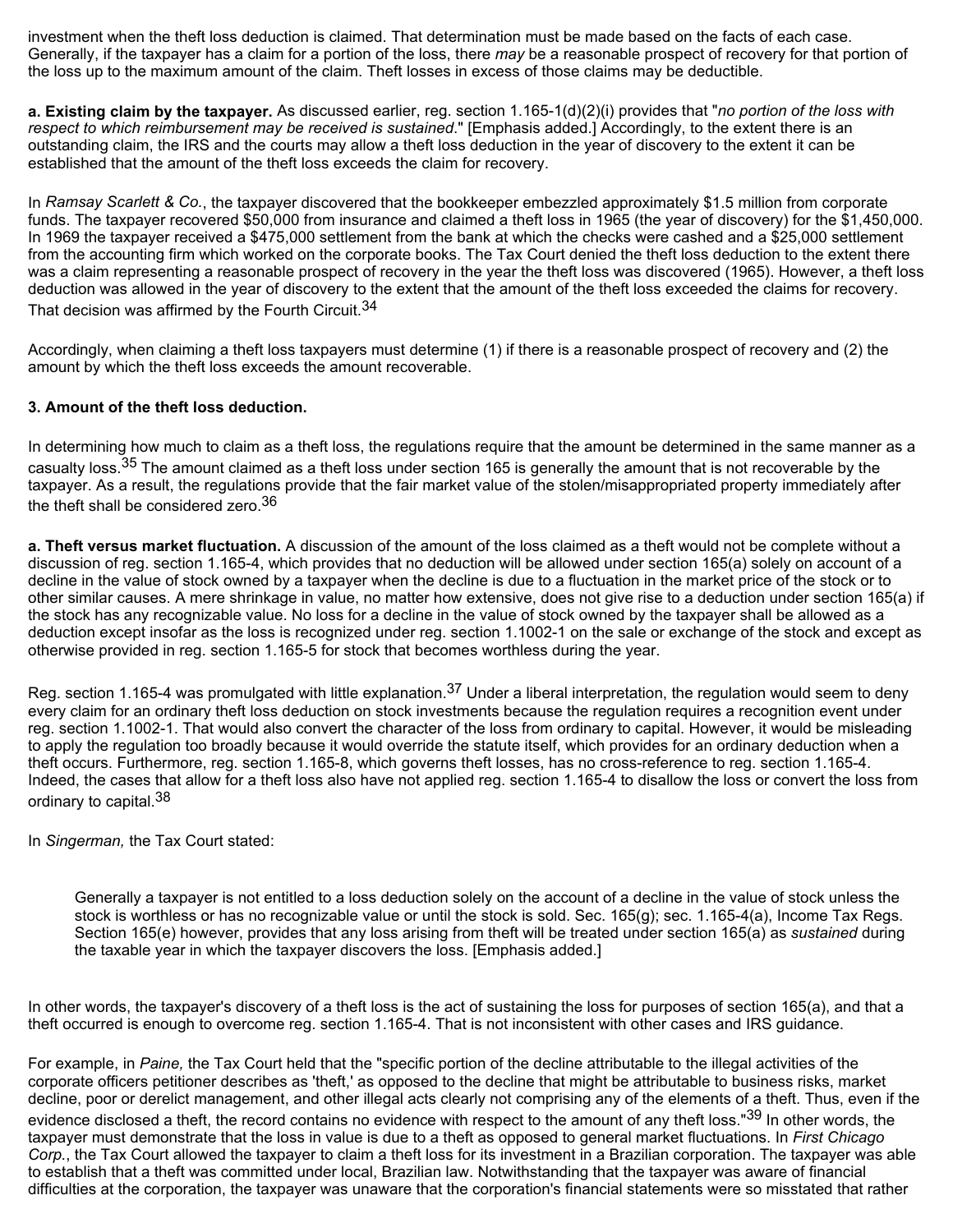investment when the theft loss deduction is claimed. That determination must be made based on the facts of each case. Generally, if the taxpayer has a claim for a portion of the loss, there *may* be a reasonable prospect of recovery for that portion of the loss up to the maximum amount of the claim. Theft losses in excess of those claims may be deductible.

**a. Existing claim by the taxpayer.** As discussed earlier, reg. section 1.165-1(d)(2)(i) provides that "*no portion of the loss with respect to which reimbursement may be received is sustained*." [Emphasis added.] Accordingly, to the extent there is an outstanding claim, the IRS and the courts may allow a theft loss deduction in the year of discovery to the extent it can be established that the amount of the theft loss exceeds the claim for recovery.

In *Ramsay Scarlett & Co.*, the taxpayer discovered that the bookkeeper embezzled approximately $1.5 million from corporate funds. The taxpayer recovered $50,000 from insurance and claimed a theft loss in 1965 (the year of discovery) for the $1,450,000. In 1969 the taxpayer received a $475,000 settlement from the bank at which the checks were cashed and a $25,000 settlement from the accounting firm which worked on the corporate books. The Tax Court denied the theft loss deduction to the extent there was a claim representing a reasonable prospect of recovery in the year the theft loss was discovered (1965). However, a theft loss deduction was allowed in the year of discovery to the extent that the amount of the theft loss exceeded the claims for recovery. That decision was affirmed by the Fourth Circuit.[34]

Accordingly, when claiming a theft loss taxpayers must determine (1) if there is a reasonable prospect of recovery and (2) the amount by which the theft loss exceeds the amount recoverable.

**3. Amount of the theft loss deduction.**

In determining how much to claim as a theft loss, the regulations require that the amount be determined in the same manner as a casualty loss.[35] The amount claimed as a theft loss under section 165 is generally the amount that is not recoverable by the taxpayer. As a result, the regulations provide that the fair market value of the stolen/misappropriated property immediately after the theft shall be considered zero.[36]

**a. Theft versus market fluctuation.** A discussion of the amount of the loss claimed as a theft would not be complete without a discussion of reg. section 1.165-4, which provides that no deduction will be allowed under section 165(a) solely on account of a decline in the value of stock owned by a taxpayer when the decline is due to a fluctuation in the market price of the stock or to other similar causes. A mere shrinkage in value, no matter how extensive, does not give rise to a deduction under section 165(a) if the stock has any recognizable value. No loss for a decline in the value of stock owned by the taxpayer shall be allowed as a deduction except insofar as the loss is recognized under reg. section 1.1002-1 on the sale or exchange of the stock and except as otherwise provided in reg. section 1.165-5 for stock that becomes worthless during the year.

Reg. section 1.165-4 was promulgated with little explanation.[37] Under a liberal interpretation, the regulation would seem to deny every claim for an ordinary theft loss deduction on stock investments because the regulation requires a recognition event under reg. section 1.1002-1. That would also convert the character of the loss from ordinary to capital. However, it would be misleading to apply the regulation too broadly because it would override the statute itself, which provides for an ordinary deduction when a theft occurs. Furthermore, reg. section 1.165-8, which governs theft losses, has no cross-reference to reg. section 1.165-4. Indeed, the cases that allow for a theft loss also have not applied reg. section 1.165-4 to disallow the loss or convert the loss from ordinary to capital.[38]

In *Singerman,* the Tax Court stated:

> Generally a taxpayer is not entitled to a loss deduction solely on the account of a decline in the value of stock unless the stock is worthless or has no recognizable value or until the stock is sold. Sec. 165(g); sec. 1.165-4(a), Income Tax Regs. Section 165(e) however, provides that any loss arising from theft will be treated under section 165(a) as *sustained* during the taxable year in which the taxpayer discovers the loss. [Emphasis added.]

In other words, the taxpayer's discovery of a theft loss is the act of sustaining the loss for purposes of section 165(a), and that a theft occurred is enough to overcome reg. section 1.165-4. That is not inconsistent with other cases and IRS guidance.

For example, in *Paine,* the Tax Court held that the "specific portion of the decline attributable to the illegal activities of the corporate officers petitioner describes as 'theft,' as opposed to the decline that might be attributable to business risks, market decline, poor or derelict management, and other illegal acts clearly not comprising any of the elements of a theft. Thus, even if the evidence disclosed a theft, the record contains no evidence with respect to the amount of any theft loss."[39] In other words, the taxpayer must demonstrate that the loss in value is due to a theft as opposed to general market fluctuations. In *First Chicago Corp.*, the Tax Court allowed the taxpayer to claim a theft loss for its investment in a Brazilian corporation. The taxpayer was able to establish that a theft was committed under local, Brazilian law. Notwithstanding that the taxpayer was aware of financial difficulties at the corporation, the taxpayer was unaware that the corporation's financial statements were so misstated that rather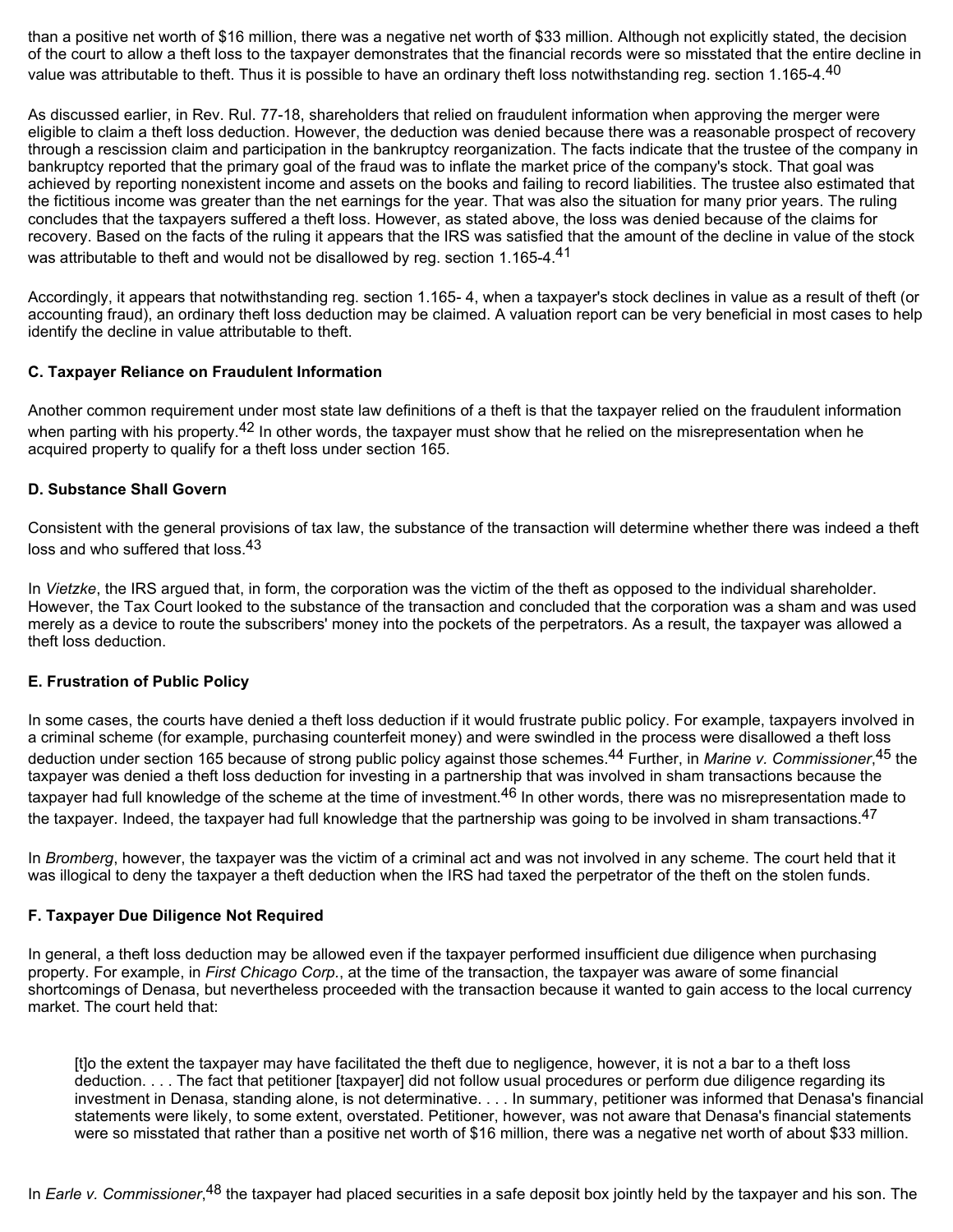than a positive net worth of $16 million, there was a negative net worth of $33 million. Although not explicitly stated, the decision of the court to allow a theft loss to the taxpayer demonstrates that the financial records were so misstated that the entire decline in value was attributable to theft. Thus it is possible to have an ordinary theft loss notwithstanding reg. section 1.165-4.[40]

As discussed earlier, in Rev. Rul. 77-18, shareholders that relied on fraudulent information when approving the merger were eligible to claim a theft loss deduction. However, the deduction was denied because there was a reasonable prospect of recovery through a rescission claim and participation in the bankruptcy reorganization. The facts indicate that the trustee of the company in bankruptcy reported that the primary goal of the fraud was to inflate the market price of the company's stock. That goal was achieved by reporting nonexistent income and assets on the books and failing to record liabilities. The trustee also estimated that the fictitious income was greater than the net earnings for the year. That was also the situation for many prior years. The ruling concludes that the taxpayers suffered a theft loss. However, as stated above, the loss was denied because of the claims for recovery. Based on the facts of the ruling it appears that the IRS was satisfied that the amount of the decline in value of the stock was attributable to theft and would not be disallowed by reg. section 1.165-4.[41]

Accordingly, it appears that notwithstanding reg. section 1.165- 4, when a taxpayer's stock declines in value as a result of theft (or accounting fraud), an ordinary theft loss deduction may be claimed. A valuation report can be very beneficial in most cases to help identify the decline in value attributable to theft.

### C. Taxpayer Reliance on Fraudulent Information

Another common requirement under most state law definitions of a theft is that the taxpayer relied on the fraudulent information when parting with his property.[42] In other words, the taxpayer must show that he relied on the misrepresentation when he acquired property to qualify for a theft loss under section 165.

### D. Substance Shall Govern

Consistent with the general provisions of tax law, the substance of the transaction will determine whether there was indeed a theft loss and who suffered that loss.[43]

In *Vietzke*, the IRS argued that, in form, the corporation was the victim of the theft as opposed to the individual shareholder. However, the Tax Court looked to the substance of the transaction and concluded that the corporation was a sham and was used merely as a device to route the subscribers' money into the pockets of the perpetrators. As a result, the taxpayer was allowed a theft loss deduction.

### E. Frustration of Public Policy

In some cases, the courts have denied a theft loss deduction if it would frustrate public policy. For example, taxpayers involved in a criminal scheme (for example, purchasing counterfeit money) and were swindled in the process were disallowed a theft loss deduction under section 165 because of strong public policy against those schemes.[44] Further, in *Marine v. Commissioner*,[45] the taxpayer was denied a theft loss deduction for investing in a partnership that was involved in sham transactions because the taxpayer had full knowledge of the scheme at the time of investment.[46] In other words, there was no misrepresentation made to the taxpayer. Indeed, the taxpayer had full knowledge that the partnership was going to be involved in sham transactions.[47]

In *Bromberg*, however, the taxpayer was the victim of a criminal act and was not involved in any scheme. The court held that it was illogical to deny the taxpayer a theft deduction when the IRS had taxed the perpetrator of the theft on the stolen funds.

### F. Taxpayer Due Diligence Not Required

In general, a theft loss deduction may be allowed even if the taxpayer performed insufficient due diligence when purchasing property. For example, in *First Chicago Corp.*, at the time of the transaction, the taxpayer was aware of some financial shortcomings of Denasa, but nevertheless proceeded with the transaction because it wanted to gain access to the local currency market. The court held that:

> [t]o the extent the taxpayer may have facilitated the theft due to negligence, however, it is not a bar to a theft loss deduction. . . . The fact that petitioner [taxpayer] did not follow usual procedures or perform due diligence regarding its investment in Denasa, standing alone, is not determinative. . . . In summary, petitioner was informed that Denasa's financial statements were likely, to some extent, overstated. Petitioner, however, was not aware that Denasa's financial statements were so misstated that rather than a positive net worth of $16 million, there was a negative net worth of about $33 million.

In *Earle v. Commissioner*,[48] the taxpayer had placed securities in a safe deposit box jointly held by the taxpayer and his son. The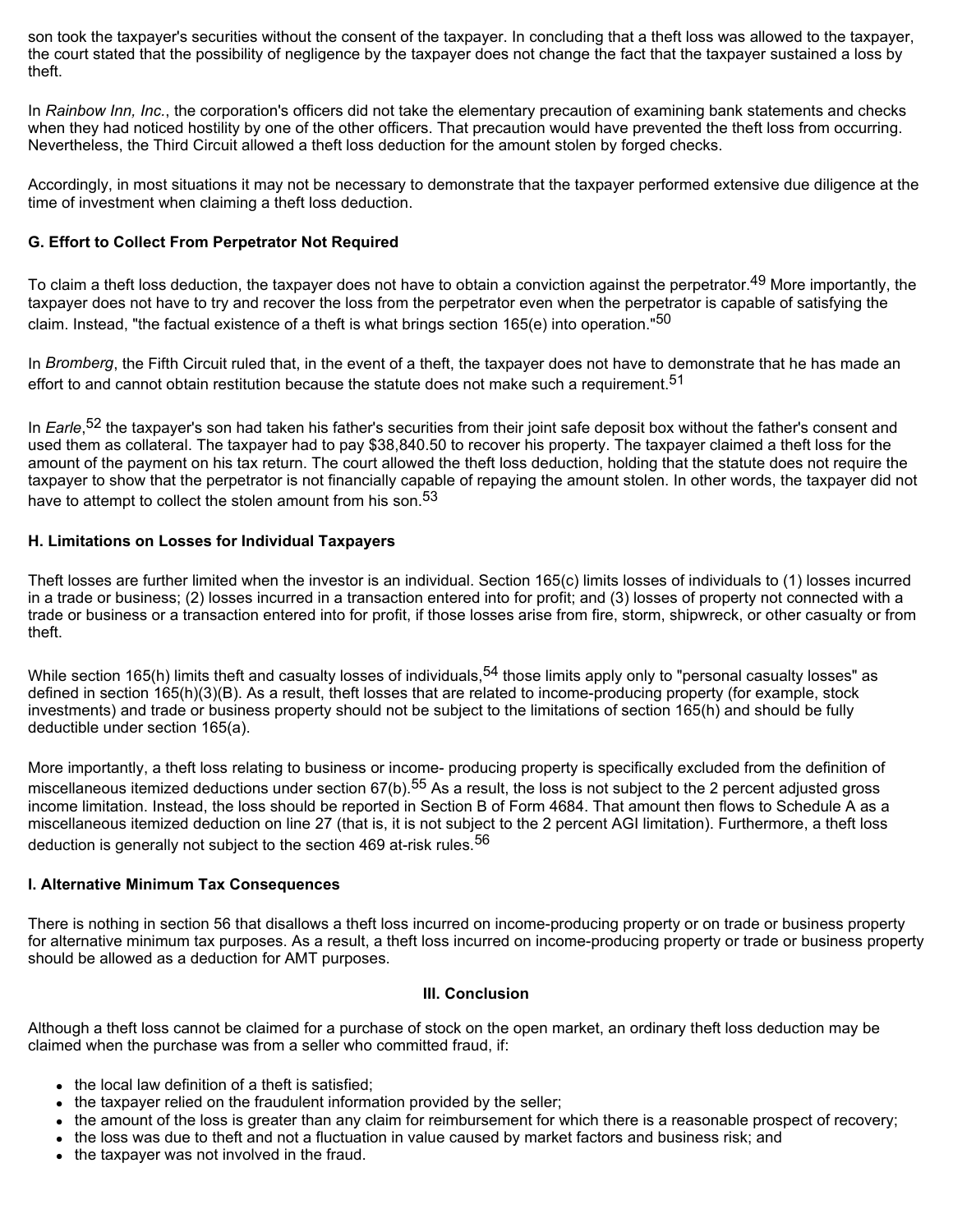son took the taxpayer's securities without the consent of the taxpayer. In concluding that a theft loss was allowed to the taxpayer, the court stated that the possibility of negligence by the taxpayer does not change the fact that the taxpayer sustained a loss by theft.

In *Rainbow Inn, Inc.*, the corporation's officers did not take the elementary precaution of examining bank statements and checks when they had noticed hostility by one of the other officers. That precaution would have prevented the theft loss from occurring. Nevertheless, the Third Circuit allowed a theft loss deduction for the amount stolen by forged checks.

Accordingly, in most situations it may not be necessary to demonstrate that the taxpayer performed extensive due diligence at the time of investment when claiming a theft loss deduction.

### G. Effort to Collect From Perpetrator Not Required

To claim a theft loss deduction, the taxpayer does not have to obtain a conviction against the perpetrator.[49] More importantly, the taxpayer does not have to try and recover the loss from the perpetrator even when the perpetrator is capable of satisfying the claim. Instead, "the factual existence of a theft is what brings section 165(e) into operation."[50]

In *Bromberg*, the Fifth Circuit ruled that, in the event of a theft, the taxpayer does not have to demonstrate that he has made an effort to and cannot obtain restitution because the statute does not make such a requirement.[51]

In *Earle*,[52] the taxpayer's son had taken his father's securities from their joint safe deposit box without the father's consent and used them as collateral. The taxpayer had to pay $38,840.50 to recover his property. The taxpayer claimed a theft loss for the amount of the payment on his tax return. The court allowed the theft loss deduction, holding that the statute does not require the taxpayer to show that the perpetrator is not financially capable of repaying the amount stolen. In other words, the taxpayer did not have to attempt to collect the stolen amount from his son.[53]

### H. Limitations on Losses for Individual Taxpayers

Theft losses are further limited when the investor is an individual. Section 165(c) limits losses of individuals to (1) losses incurred in a trade or business; (2) losses incurred in a transaction entered into for profit; and (3) losses of property not connected with a trade or business or a transaction entered into for profit, if those losses arise from fire, storm, shipwreck, or other casualty or from theft.

While section 165(h) limits theft and casualty losses of individuals,[54] those limits apply only to "personal casualty losses" as defined in section 165(h)(3)(B). As a result, theft losses that are related to income-producing property (for example, stock investments) and trade or business property should not be subject to the limitations of section 165(h) and should be fully deductible under section 165(a).

More importantly, a theft loss relating to business or income- producing property is specifically excluded from the definition of miscellaneous itemized deductions under section 67(b).[55] As a result, the loss is not subject to the 2 percent adjusted gross income limitation. Instead, the loss should be reported in Section B of Form 4684. That amount then flows to Schedule A as a miscellaneous itemized deduction on line 27 (that is, it is not subject to the 2 percent AGI limitation). Furthermore, a theft loss deduction is generally not subject to the section 469 at-risk rules.[56]

### I. Alternative Minimum Tax Consequences

There is nothing in section 56 that disallows a theft loss incurred on income-producing property or on trade or business property for alternative minimum tax purposes. As a result, a theft loss incurred on income-producing property or trade or business property should be allowed as a deduction for AMT purposes.

## III. Conclusion

Although a theft loss cannot be claimed for a purchase of stock on the open market, an ordinary theft loss deduction may be claimed when the purchase was from a seller who committed fraud, if:

- the local law definition of a theft is satisfied;
- the taxpayer relied on the fraudulent information provided by the seller;
- the amount of the loss is greater than any claim for reimbursement for which there is a reasonable prospect of recovery;
- the loss was due to theft and not a fluctuation in value caused by market factors and business risk; and
- the taxpayer was not involved in the fraud.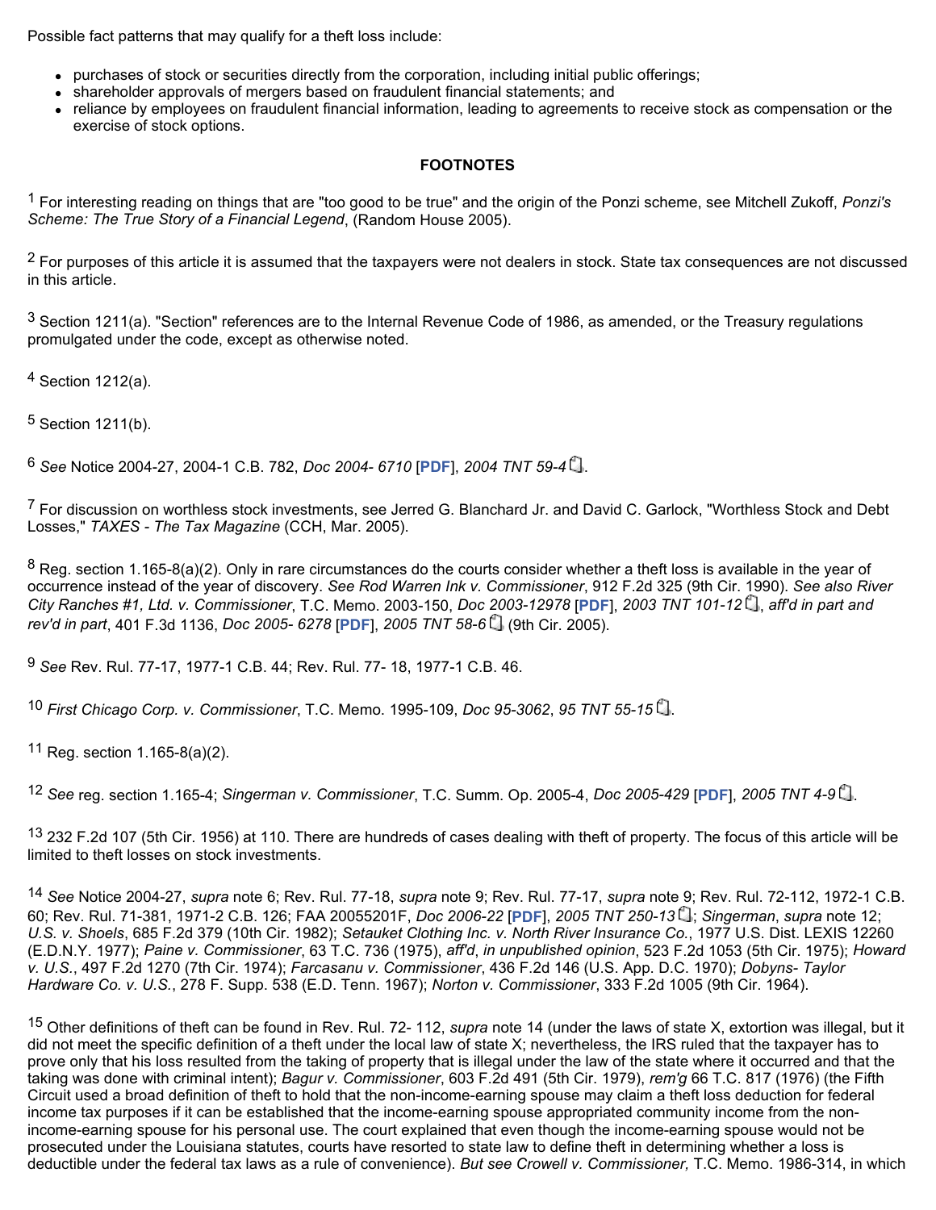Possible fact patterns that may qualify for a theft loss include:

- purchases of stock or securities directly from the corporation, including initial public offerings;
- shareholder approvals of mergers based on fraudulent financial statements; and
- reliance by employees on fraudulent financial information, leading to agreements to receive stock as compensation or the exercise of stock options.

**FOOTNOTES**

[1] For interesting reading on things that are "too good to be true" and the origin of the Ponzi scheme, see Mitchell Zukoff, *Ponzi's Scheme: The True Story of a Financial Legend*, (Random House 2005).

[2] For purposes of this article it is assumed that the taxpayers were not dealers in stock. State tax consequences are not discussed in this article.

[3] Section 1211(a). "Section" references are to the Internal Revenue Code of 1986, as amended, or the Treasury regulations promulgated under the code, except as otherwise noted.

[4] Section 1212(a).

[5] Section 1211(b).

[6] *See* Notice 2004-27, 2004-1 C.B. 782, *Doc 2004- 6710* [**PDF**], *2004 TNT 59-4*.

[7] For discussion on worthless stock investments, see Jerred G. Blanchard Jr. and David C. Garlock, "Worthless Stock and Debt Losses," *TAXES - The Tax Magazine* (CCH, Mar. 2005).

[8] Reg. section 1.165-8(a)(2). Only in rare circumstances do the courts consider whether a theft loss is available in the year of occurrence instead of the year of discovery. *See Rod Warren Ink v. Commissioner*, 912 F.2d 325 (9th Cir. 1990). *See also River City Ranches #1, Ltd. v. Commissioner*, T.C. Memo. 2003-150, *Doc 2003-12978* [**PDF**], *2003 TNT 101-12*, *aff'd in part and rev'd in part*, 401 F.3d 1136, *Doc 2005- 6278* [**PDF**], *2005 TNT 58-6* (9th Cir. 2005).

[9] *See* Rev. Rul. 77-17, 1977-1 C.B. 44; Rev. Rul. 77- 18, 1977-1 C.B. 46.

[10] *First Chicago Corp. v. Commissioner*, T.C. Memo. 1995-109, *Doc 95-3062*, *95 TNT 55-15*.

[11] Reg. section 1.165-8(a)(2).

[12] *See* reg. section 1.165-4; *Singerman v. Commissioner*, T.C. Summ. Op. 2005-4, *Doc 2005-429* [**PDF**], *2005 TNT 4-9*.

[13] 232 F.2d 107 (5th Cir. 1956) at 110. There are hundreds of cases dealing with theft of property. The focus of this article will be limited to theft losses on stock investments.

[14] *See* Notice 2004-27, *supra* note 6; Rev. Rul. 77-18, *supra* note 9; Rev. Rul. 77-17, *supra* note 9; Rev. Rul. 72-112, 1972-1 C.B. 60; Rev. Rul. 71-381, 1971-2 C.B. 126; FAA 20055201F, *Doc 2006-22* [**PDF**], *2005 TNT 250-13*; *Singerman*, *supra* note 12; *U.S. v. Shoels*, 685 F.2d 379 (10th Cir. 1982); *Setauket Clothing Inc. v. North River Insurance Co.*, 1977 U.S. Dist. LEXIS 12260 (E.D.N.Y. 1977); *Paine v. Commissioner*, 63 T.C. 736 (1975), *aff'd*, *in unpublished opinion*, 523 F.2d 1053 (5th Cir. 1975); *Howard v. U.S.*, 497 F.2d 1270 (7th Cir. 1974); *Farcasanu v. Commissioner*, 436 F.2d 146 (U.S. App. D.C. 1970); *Dobyns- Taylor Hardware Co. v. U.S.*, 278 F. Supp. 538 (E.D. Tenn. 1967); *Norton v. Commissioner*, 333 F.2d 1005 (9th Cir. 1964).

[15] Other definitions of theft can be found in Rev. Rul. 72- 112, *supra* note 14 (under the laws of state X, extortion was illegal, but it did not meet the specific definition of a theft under the local law of state X; nevertheless, the IRS ruled that the taxpayer has to prove only that his loss resulted from the taking of property that is illegal under the law of the state where it occurred and that the taking was done with criminal intent); *Bagur v. Commissioner*, 603 F.2d 491 (5th Cir. 1979), *rem'g* 66 T.C. 817 (1976) (the Fifth Circuit used a broad definition of theft to hold that the non-income-earning spouse may claim a theft loss deduction for federal income tax purposes if it can be established that the income-earning spouse appropriated community income from the non-income-earning spouse for his personal use. The court explained that even though the income-earning spouse would not be prosecuted under the Louisiana statutes, courts have resorted to state law to define theft in determining whether a loss is deductible under the federal tax laws as a rule of convenience). *But see Crowell v. Commissioner,* T.C. Memo. 1986-314, in which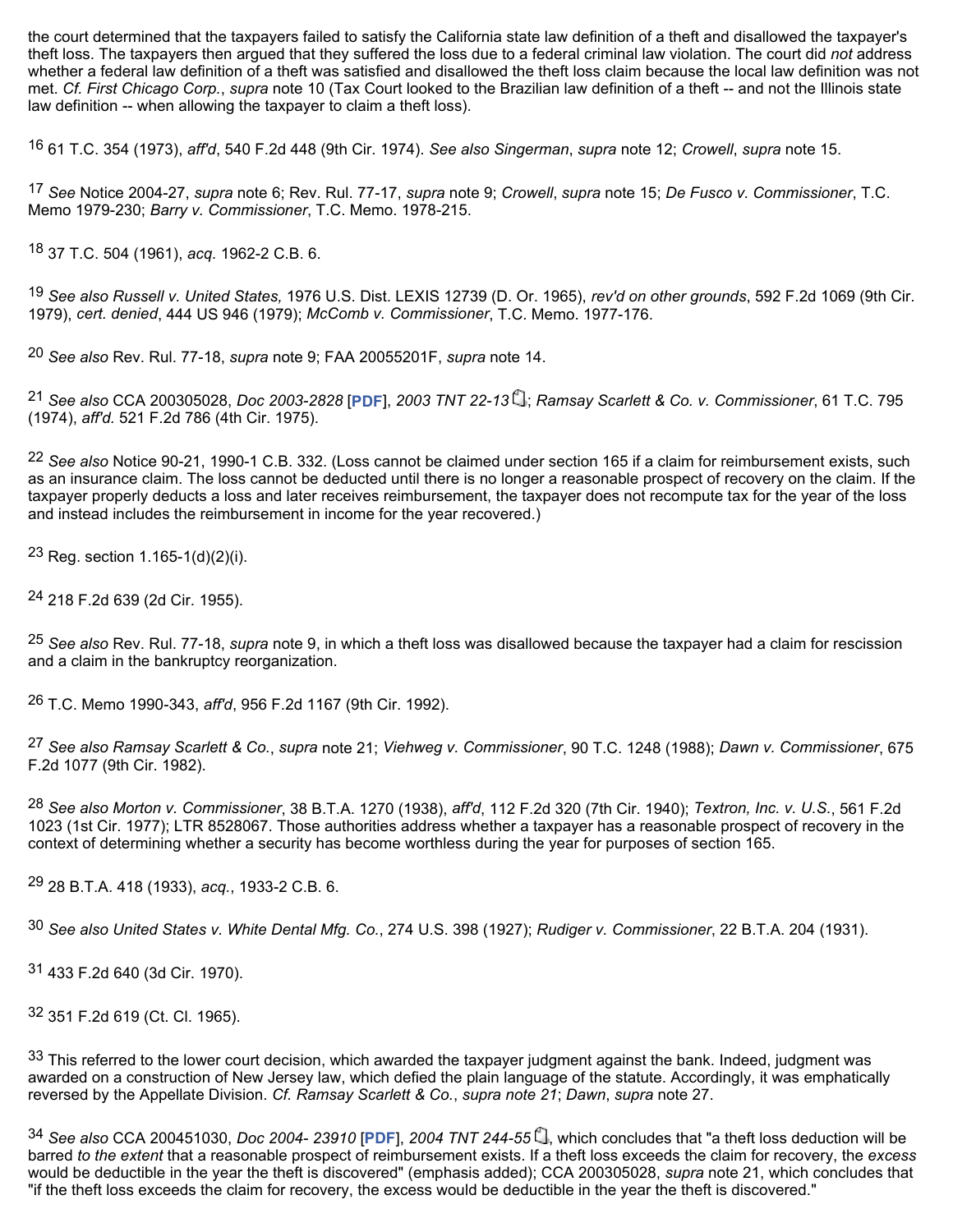the court determined that the taxpayers failed to satisfy the California state law definition of a theft and disallowed the taxpayer's theft loss. The taxpayers then argued that they suffered the loss due to a federal criminal law violation. The court did *not* address whether a federal law definition of a theft was satisfied and disallowed the theft loss claim because the local law definition was not met. *Cf. First Chicago Corp.*, *supra* note 10 (Tax Court looked to the Brazilian law definition of a theft -- and not the Illinois state law definition -- when allowing the taxpayer to claim a theft loss).

[16] 61 T.C. 354 (1973), *aff'd*, 540 F.2d 448 (9th Cir. 1974). *See also Singerman*, *supra* note 12; *Crowell*, *supra* note 15.

[17] *See* Notice 2004-27, *supra* note 6; Rev. Rul. 77-17, *supra* note 9; *Crowell*, *supra* note 15; *De Fusco v. Commissioner*, T.C. Memo 1979-230; *Barry v. Commissioner*, T.C. Memo. 1978-215.

[18] 37 T.C. 504 (1961), *acq.* 1962-2 C.B. 6.

[19] *See also Russell v. United States,* 1976 U.S. Dist. LEXIS 12739 (D. Or. 1965), *rev'd on other grounds*, 592 F.2d 1069 (9th Cir. 1979), *cert. denied*, 444 US 946 (1979); *McComb v. Commissioner*, T.C. Memo. 1977-176.

[20] *See also* Rev. Rul. 77-18, *supra* note 9; FAA 20055201F, *supra* note 14.

[21] *See also* CCA 200305028, *Doc 2003-2828* [**PDF**], *2003 TNT 22-13*; *Ramsay Scarlett & Co. v. Commissioner*, 61 T.C. 795 (1974), *aff'd.* 521 F.2d 786 (4th Cir. 1975).

[22] *See also* Notice 90-21, 1990-1 C.B. 332. (Loss cannot be claimed under section 165 if a claim for reimbursement exists, such as an insurance claim. The loss cannot be deducted until there is no longer a reasonable prospect of recovery on the claim. If the taxpayer properly deducts a loss and later receives reimbursement, the taxpayer does not recompute tax for the year of the loss and instead includes the reimbursement in income for the year recovered.)

[23] Reg. section 1.165-1(d)(2)(i).

[24] 218 F.2d 639 (2d Cir. 1955).

[25] *See also* Rev. Rul. 77-18, *supra* note 9, in which a theft loss was disallowed because the taxpayer had a claim for rescission and a claim in the bankruptcy reorganization.

[26] T.C. Memo 1990-343, *aff'd*, 956 F.2d 1167 (9th Cir. 1992).

[27] *See also Ramsay Scarlett & Co.*, *supra* note 21; *Viehweg v. Commissioner*, 90 T.C. 1248 (1988); *Dawn v. Commissioner*, 675 F.2d 1077 (9th Cir. 1982).

[28] *See also Morton v. Commissioner*, 38 B.T.A. 1270 (1938), *aff'd*, 112 F.2d 320 (7th Cir. 1940); *Textron, Inc. v. U.S.*, 561 F.2d 1023 (1st Cir. 1977); LTR 8528067. Those authorities address whether a taxpayer has a reasonable prospect of recovery in the context of determining whether a security has become worthless during the year for purposes of section 165.

[29] 28 B.T.A. 418 (1933), *acq.*, 1933-2 C.B. 6.

[30] *See also United States v. White Dental Mfg. Co.*, 274 U.S. 398 (1927); *Rudiger v. Commissioner*, 22 B.T.A. 204 (1931).

[31] 433 F.2d 640 (3d Cir. 1970).

[32] 351 F.2d 619 (Ct. Cl. 1965).

[33] This referred to the lower court decision, which awarded the taxpayer judgment against the bank. Indeed, judgment was awarded on a construction of New Jersey law, which defied the plain language of the statute. Accordingly, it was emphatically reversed by the Appellate Division. *Cf. Ramsay Scarlett & Co.*, *supra note 21*; *Dawn*, *supra* note 27.

[34] *See also* CCA 200451030, *Doc 2004- 23910* [**PDF**], *2004 TNT 244-55*, which concludes that "a theft loss deduction will be barred *to the extent* that a reasonable prospect of reimbursement exists. If a theft loss exceeds the claim for recovery, the *excess* would be deductible in the year the theft is discovered" (emphasis added); CCA 200305028, *supra* note 21, which concludes that "if the theft loss exceeds the claim for recovery, the excess would be deductible in the year the theft is discovered."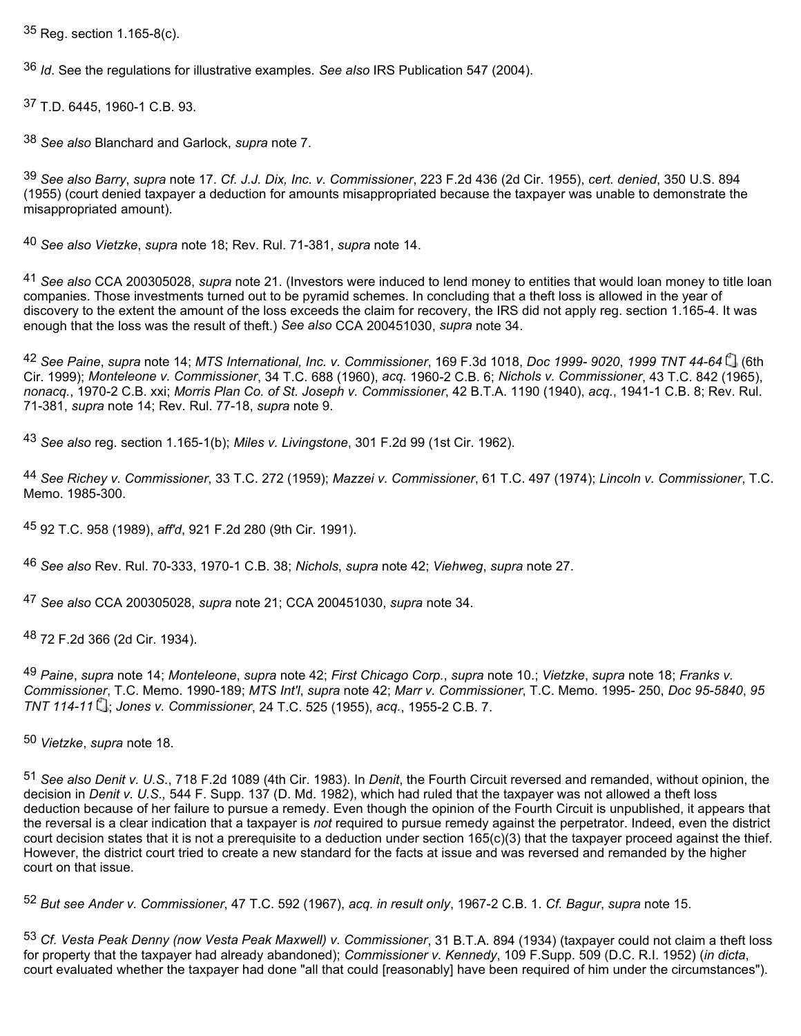[35] Reg. section 1.165-8(c).

[36] *Id*. See the regulations for illustrative examples. *See also* IRS Publication 547 (2004).

[37] T.D. 6445, 1960-1 C.B. 93.

[38] *See also* Blanchard and Garlock, *supra* note 7.

[39] *See also Barry*, *supra* note 17. *Cf. J.J. Dix, Inc. v. Commissioner*, 223 F.2d 436 (2d Cir. 1955), *cert. denied*, 350 U.S. 894 (1955) (court denied taxpayer a deduction for amounts misappropriated because the taxpayer was unable to demonstrate the misappropriated amount).

[40] *See also Vietzke*, *supra* note 18; Rev. Rul. 71-381, *supra* note 14.

[41] *See also* CCA 200305028, *supra* note 21. (Investors were induced to lend money to entities that would loan money to title loan companies. Those investments turned out to be pyramid schemes. In concluding that a theft loss is allowed in the year of discovery to the extent the amount of the loss exceeds the claim for recovery, the IRS did not apply reg. section 1.165-4. It was enough that the loss was the result of theft.) *See also* CCA 200451030, *supra* note 34.

[42] *See Paine*, *supra* note 14; *MTS International, Inc. v. Commissioner*, 169 F.3d 1018, *Doc 1999- 9020*, *1999 TNT 44-64* (6th Cir. 1999); *Monteleone v. Commissioner*, 34 T.C. 688 (1960), *acq.* 1960-2 C.B. 6; *Nichols v. Commissioner*, 43 T.C. 842 (1965), *nonacq.*, 1970-2 C.B. xxi; *Morris Plan Co. of St. Joseph v. Commissioner*, 42 B.T.A. 1190 (1940), *acq.*, 1941-1 C.B. 8; Rev. Rul. 71-381, *supra* note 14; Rev. Rul. 77-18, *supra* note 9.

[43] *See also* reg. section 1.165-1(b); *Miles v. Livingstone*, 301 F.2d 99 (1st Cir. 1962).

[44] *See Richey v. Commissioner*, 33 T.C. 272 (1959); *Mazzei v. Commissioner*, 61 T.C. 497 (1974); *Lincoln v. Commissioner*, T.C. Memo. 1985-300.

[45] 92 T.C. 958 (1989), *aff'd*, 921 F.2d 280 (9th Cir. 1991).

[46] *See also* Rev. Rul. 70-333, 1970-1 C.B. 38; *Nichols*, *supra* note 42; *Viehweg*, *supra* note 27.

[47] *See also* CCA 200305028, *supra* note 21; CCA 200451030, *supra* note 34.

[48] 72 F.2d 366 (2d Cir. 1934).

[49] *Paine*, *supra* note 14; *Monteleone*, *supra* note 42; *First Chicago Corp.*, *supra* note 10.; *Vietzke*, *supra* note 18; *Franks v. Commissioner*, T.C. Memo. 1990-189; *MTS Int'l*, *supra* note 42; *Marr v. Commissioner*, T.C. Memo. 1995- 250, *Doc 95-5840*, *95 TNT 114-11*; *Jones v. Commissioner*, 24 T.C. 525 (1955), *acq.*, 1955-2 C.B. 7.

[50] *Vietzke*, *supra* note 18.

[51] *See also Denit v. U.S.*, 718 F.2d 1089 (4th Cir. 1983). In *Denit*, the Fourth Circuit reversed and remanded, without opinion, the decision in *Denit v. U.S.,* 544 F. Supp. 137 (D. Md. 1982), which had ruled that the taxpayer was not allowed a theft loss deduction because of her failure to pursue a remedy. Even though the opinion of the Fourth Circuit is unpublished, it appears that the reversal is a clear indication that a taxpayer is *not* required to pursue remedy against the perpetrator. Indeed, even the district court decision states that it is not a prerequisite to a deduction under section 165(c)(3) that the taxpayer proceed against the thief. However, the district court tried to create a new standard for the facts at issue and was reversed and remanded by the higher court on that issue.

[52] *But see Ander v. Commissioner*, 47 T.C. 592 (1967), *acq. in result only*, 1967-2 C.B. 1. *Cf. Bagur*, *supra* note 15.

[53] *Cf. Vesta Peak Denny (now Vesta Peak Maxwell) v. Commissioner*, 31 B.T.A. 894 (1934) (taxpayer could not claim a theft loss for property that the taxpayer had already abandoned); *Commissioner v. Kennedy*, 109 F.Supp. 509 (D.C. R.I. 1952) (*in dicta*, court evaluated whether the taxpayer had done "all that could [reasonably] have been required of him under the circumstances").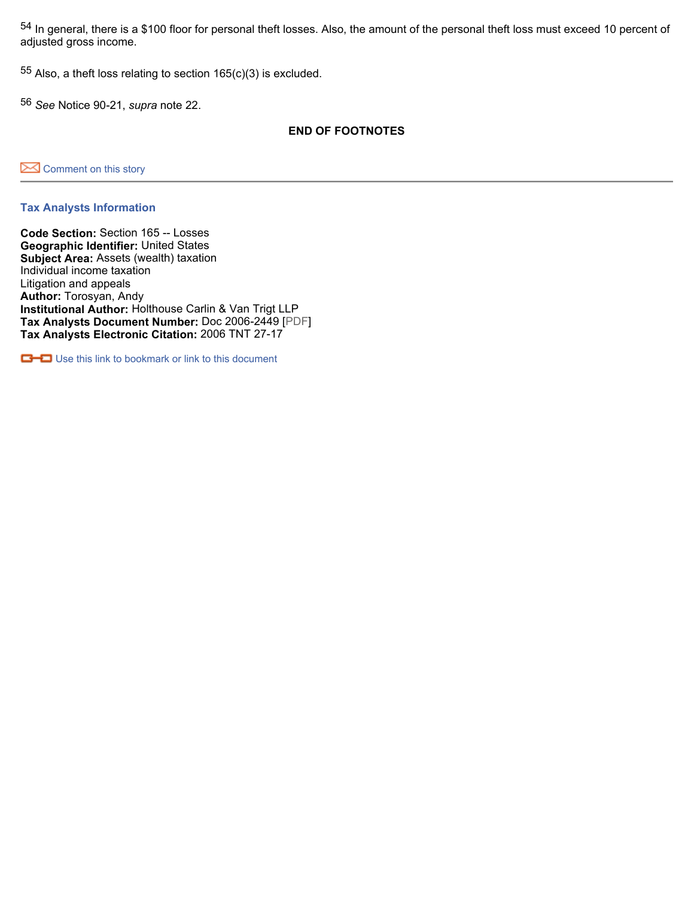[54] In general, there is a $100 floor for personal theft losses. Also, the amount of the personal theft loss must exceed 10 percent of adjusted gross income.

[55] Also, a theft loss relating to section 165(c)(3) is excluded.

[56] *See* Notice 90-21, *supra* note 22.

**END OF FOOTNOTES**

Comment on this story

---

### Tax Analysts Information

**Code Section:** Section 165 -- Losses
**Geographic Identifier:** United States
**Subject Area:** Assets (wealth) taxation
Individual income taxation
Litigation and appeals
**Author:** Torosyan, Andy
**Institutional Author:** Holthouse Carlin & Van Trigt LLP
**Tax Analysts Document Number:** Doc 2006-2449 [PDF]
**Tax Analysts Electronic Citation:** 2006 TNT 27-17

Use this link to bookmark or link to this document